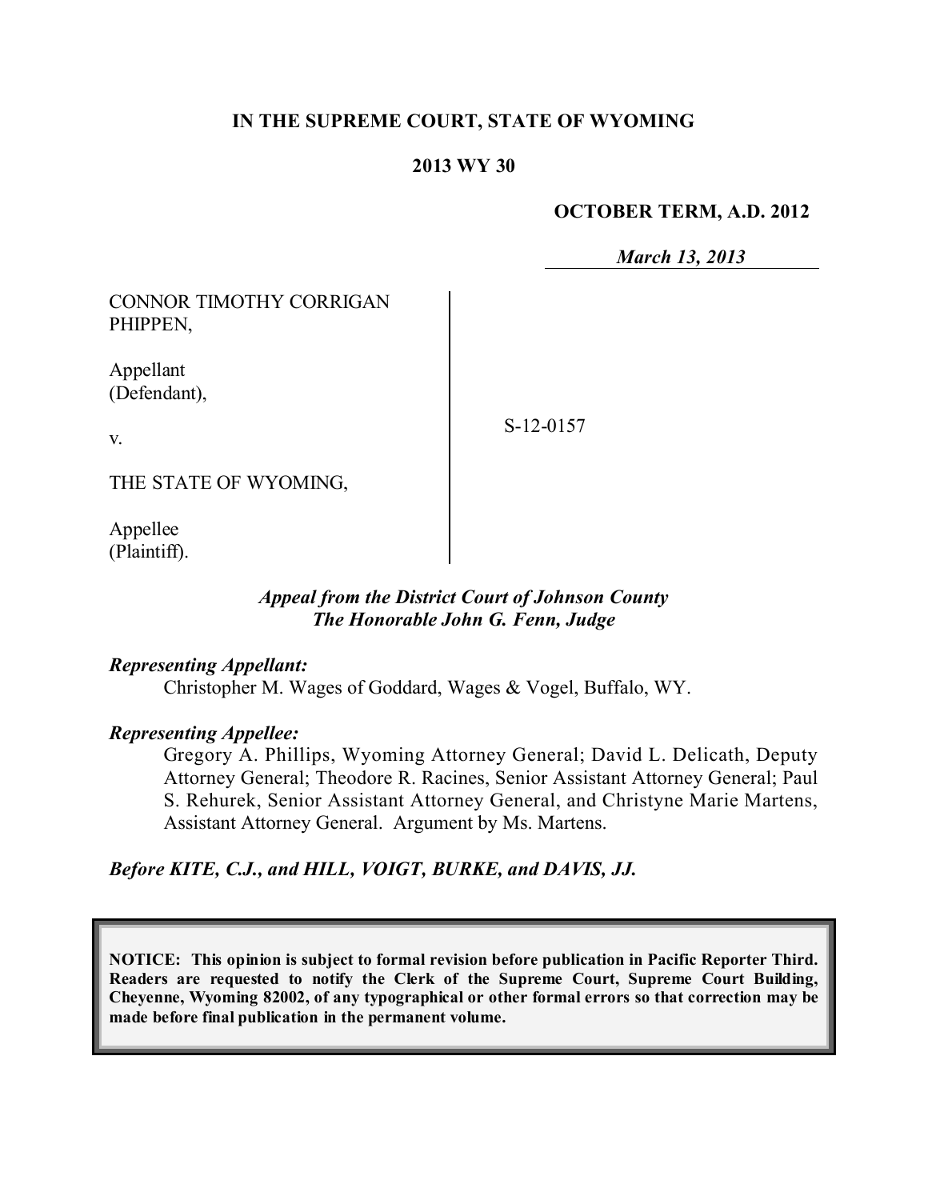**IN THE SUPREME COURT, STATE OF WYOMING**

**2013 WY 30**

**OCTOBER TERM, A.D. 2012**

***March 13, 2013***

CONNOR TIMOTHY CORRIGAN PHIPPEN,

Appellant
(Defendant),

v.

THE STATE OF WYOMING,

Appellee
(Plaintiff).

S-12-0157

***Appeal from the District Court of Johnson County***
***The Honorable John G. Fenn, Judge***

***Representing Appellant:***

Christopher M. Wages of Goddard, Wages & Vogel, Buffalo, WY.

***Representing Appellee:***

Gregory A. Phillips, Wyoming Attorney General; David L. Delicath, Deputy Attorney General; Theodore R. Racines, Senior Assistant Attorney General; Paul S. Rehurek, Senior Assistant Attorney General, and Christyne Marie Martens, Assistant Attorney General. Argument by Ms. Martens.

***Before KITE, C.J., and HILL, VOIGT, BURKE, and DAVIS, JJ.***

**NOTICE: This opinion is subject to formal revision before publication in Pacific Reporter Third. Readers are requested to notify the Clerk of the Supreme Court, Supreme Court Building, Cheyenne, Wyoming 82002, of any typographical or other formal errors so that correction may be made before final publication in the permanent volume.**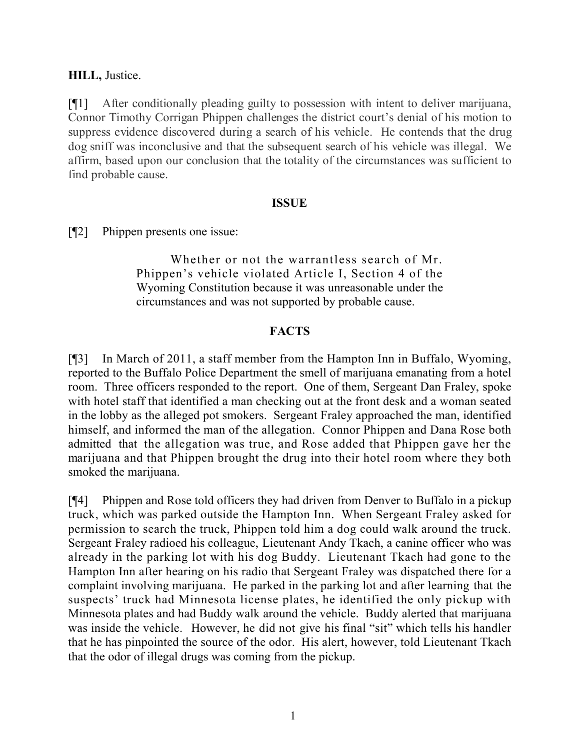**HILL,** Justice.

[¶1] After conditionally pleading guilty to possession with intent to deliver marijuana, Connor Timothy Corrigan Phippen challenges the district court's denial of his motion to suppress evidence discovered during a search of his vehicle. He contends that the drug dog sniff was inconclusive and that the subsequent search of his vehicle was illegal. We affirm, based upon our conclusion that the totality of the circumstances was sufficient to find probable cause.

## ISSUE

[¶2] Phippen presents one issue:

> Whether or not the warrantless search of Mr. Phippen's vehicle violated Article I, Section 4 of the Wyoming Constitution because it was unreasonable under the circumstances and was not supported by probable cause.

## FACTS

[¶3] In March of 2011, a staff member from the Hampton Inn in Buffalo, Wyoming, reported to the Buffalo Police Department the smell of marijuana emanating from a hotel room. Three officers responded to the report. One of them, Sergeant Dan Fraley, spoke with hotel staff that identified a man checking out at the front desk and a woman seated in the lobby as the alleged pot smokers. Sergeant Fraley approached the man, identified himself, and informed the man of the allegation. Connor Phippen and Dana Rose both admitted that the allegation was true, and Rose added that Phippen gave her the marijuana and that Phippen brought the drug into their hotel room where they both smoked the marijuana.

[¶4] Phippen and Rose told officers they had driven from Denver to Buffalo in a pickup truck, which was parked outside the Hampton Inn. When Sergeant Fraley asked for permission to search the truck, Phippen told him a dog could walk around the truck. Sergeant Fraley radioed his colleague, Lieutenant Andy Tkach, a canine officer who was already in the parking lot with his dog Buddy. Lieutenant Tkach had gone to the Hampton Inn after hearing on his radio that Sergeant Fraley was dispatched there for a complaint involving marijuana. He parked in the parking lot and after learning that the suspects' truck had Minnesota license plates, he identified the only pickup with Minnesota plates and had Buddy walk around the vehicle. Buddy alerted that marijuana was inside the vehicle. However, he did not give his final "sit" which tells his handler that he has pinpointed the source of the odor. His alert, however, told Lieutenant Tkach that the odor of illegal drugs was coming from the pickup.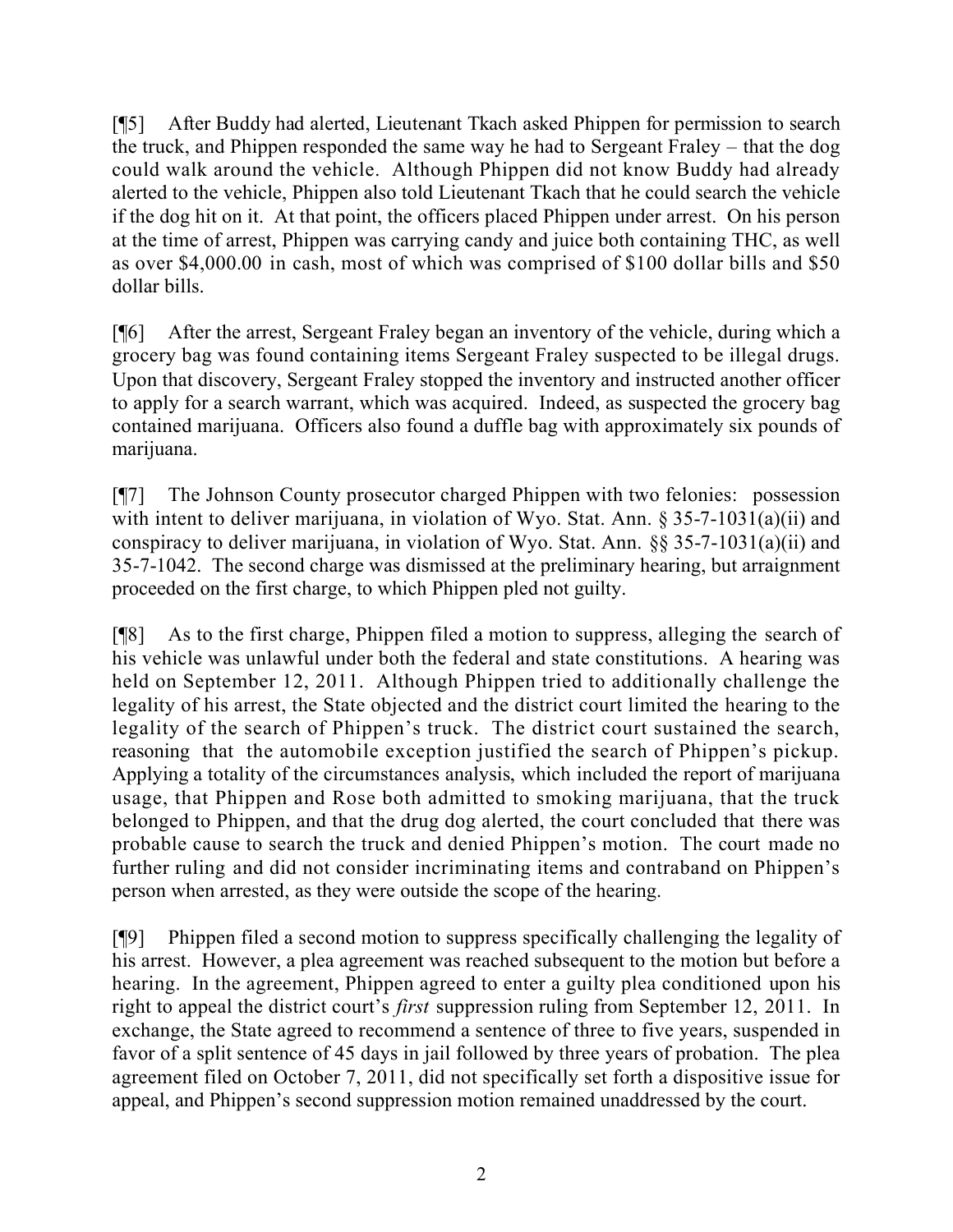[¶5] After Buddy had alerted, Lieutenant Tkach asked Phippen for permission to search the truck, and Phippen responded the same way he had to Sergeant Fraley – that the dog could walk around the vehicle. Although Phippen did not know Buddy had already alerted to the vehicle, Phippen also told Lieutenant Tkach that he could search the vehicle if the dog hit on it. At that point, the officers placed Phippen under arrest. On his person at the time of arrest, Phippen was carrying candy and juice both containing THC, as well as over $4,000.00 in cash, most of which was comprised of $100 dollar bills and $50 dollar bills.

[¶6] After the arrest, Sergeant Fraley began an inventory of the vehicle, during which a grocery bag was found containing items Sergeant Fraley suspected to be illegal drugs. Upon that discovery, Sergeant Fraley stopped the inventory and instructed another officer to apply for a search warrant, which was acquired. Indeed, as suspected the grocery bag contained marijuana. Officers also found a duffle bag with approximately six pounds of marijuana.

[¶7] The Johnson County prosecutor charged Phippen with two felonies: possession with intent to deliver marijuana, in violation of Wyo. Stat. Ann. § 35-7-1031(a)(ii) and conspiracy to deliver marijuana, in violation of Wyo. Stat. Ann. §§ 35-7-1031(a)(ii) and 35-7-1042. The second charge was dismissed at the preliminary hearing, but arraignment proceeded on the first charge, to which Phippen pled not guilty.

[¶8] As to the first charge, Phippen filed a motion to suppress, alleging the search of his vehicle was unlawful under both the federal and state constitutions. A hearing was held on September 12, 2011. Although Phippen tried to additionally challenge the legality of his arrest, the State objected and the district court limited the hearing to the legality of the search of Phippen's truck. The district court sustained the search, reasoning that the automobile exception justified the search of Phippen's pickup. Applying a totality of the circumstances analysis, which included the report of marijuana usage, that Phippen and Rose both admitted to smoking marijuana, that the truck belonged to Phippen, and that the drug dog alerted, the court concluded that there was probable cause to search the truck and denied Phippen's motion. The court made no further ruling and did not consider incriminating items and contraband on Phippen's person when arrested, as they were outside the scope of the hearing.

[¶9] Phippen filed a second motion to suppress specifically challenging the legality of his arrest. However, a plea agreement was reached subsequent to the motion but before a hearing. In the agreement, Phippen agreed to enter a guilty plea conditioned upon his right to appeal the district court's *first* suppression ruling from September 12, 2011. In exchange, the State agreed to recommend a sentence of three to five years, suspended in favor of a split sentence of 45 days in jail followed by three years of probation. The plea agreement filed on October 7, 2011, did not specifically set forth a dispositive issue for appeal, and Phippen's second suppression motion remained unaddressed by the court.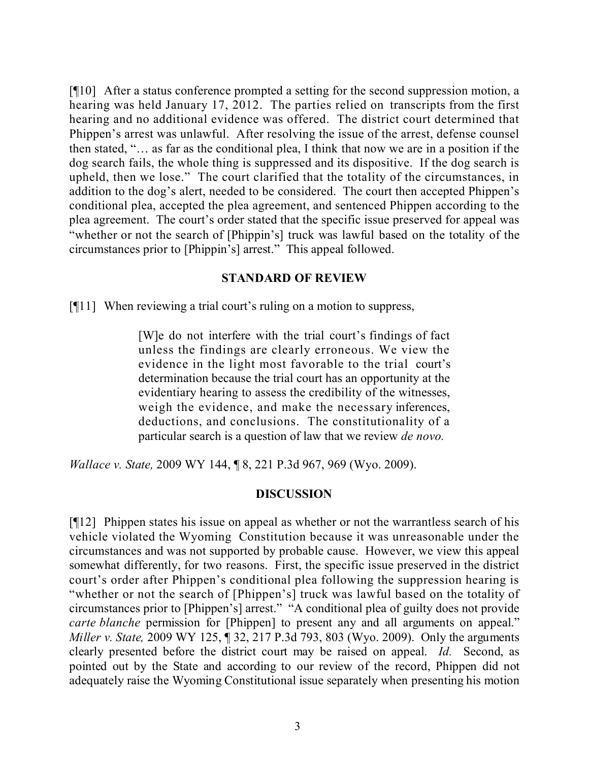[¶10] After a status conference prompted a setting for the second suppression motion, a hearing was held January 17, 2012. The parties relied on transcripts from the first hearing and no additional evidence was offered. The district court determined that Phippen's arrest was unlawful. After resolving the issue of the arrest, defense counsel then stated, "… as far as the conditional plea, I think that now we are in a position if the dog search fails, the whole thing is suppressed and its dispositive. If the dog search is upheld, then we lose." The court clarified that the totality of the circumstances, in addition to the dog's alert, needed to be considered. The court then accepted Phippen's conditional plea, accepted the plea agreement, and sentenced Phippen according to the plea agreement. The court's order stated that the specific issue preserved for appeal was "whether or not the search of [Phippin's] truck was lawful based on the totality of the circumstances prior to [Phippin's] arrest." This appeal followed.

## STANDARD OF REVIEW

[¶11] When reviewing a trial court's ruling on a motion to suppress,

> [W]e do not interfere with the trial court's findings of fact unless the findings are clearly erroneous. We view the evidence in the light most favorable to the trial court's determination because the trial court has an opportunity at the evidentiary hearing to assess the credibility of the witnesses, weigh the evidence, and make the necessary inferences, deductions, and conclusions. The constitutionality of a particular search is a question of law that we review *de novo.*

*Wallace v. State,* 2009 WY 144, ¶ 8, 221 P.3d 967, 969 (Wyo. 2009).

## DISCUSSION

[¶12] Phippen states his issue on appeal as whether or not the warrantless search of his vehicle violated the Wyoming Constitution because it was unreasonable under the circumstances and was not supported by probable cause. However, we view this appeal somewhat differently, for two reasons. First, the specific issue preserved in the district court's order after Phippen's conditional plea following the suppression hearing is "whether or not the search of [Phippen's] truck was lawful based on the totality of circumstances prior to [Phippen's] arrest." "A conditional plea of guilty does not provide *carte blanche* permission for [Phippen] to present any and all arguments on appeal." *Miller v. State,* 2009 WY 125, ¶ 32, 217 P.3d 793, 803 (Wyo. 2009). Only the arguments clearly presented before the district court may be raised on appeal. *Id.* Second, as pointed out by the State and according to our review of the record, Phippen did not adequately raise the Wyoming Constitutional issue separately when presenting his motion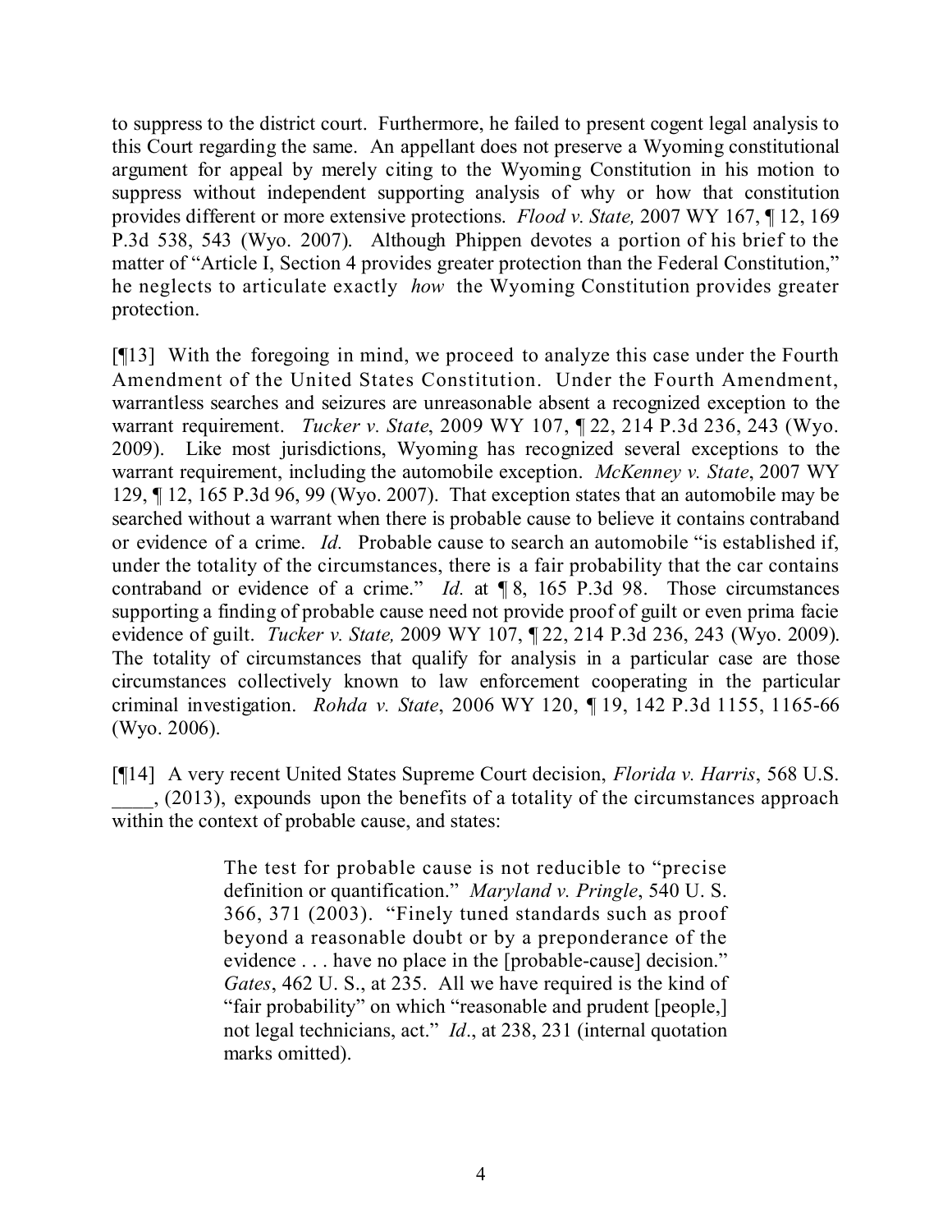to suppress to the district court. Furthermore, he failed to present cogent legal analysis to this Court regarding the same. An appellant does not preserve a Wyoming constitutional argument for appeal by merely citing to the Wyoming Constitution in his motion to suppress without independent supporting analysis of why or how that constitution provides different or more extensive protections. *Flood v. State,* 2007 WY 167, ¶ 12, 169 P.3d 538, 543 (Wyo. 2007). Although Phippen devotes a portion of his brief to the matter of "Article I, Section 4 provides greater protection than the Federal Constitution," he neglects to articulate exactly *how* the Wyoming Constitution provides greater protection.

[¶13] With the foregoing in mind, we proceed to analyze this case under the Fourth Amendment of the United States Constitution. Under the Fourth Amendment, warrantless searches and seizures are unreasonable absent a recognized exception to the warrant requirement. *Tucker v. State*, 2009 WY 107, ¶ 22, 214 P.3d 236, 243 (Wyo. 2009). Like most jurisdictions, Wyoming has recognized several exceptions to the warrant requirement, including the automobile exception. *McKenney v. State*, 2007 WY 129, ¶ 12, 165 P.3d 96, 99 (Wyo. 2007). That exception states that an automobile may be searched without a warrant when there is probable cause to believe it contains contraband or evidence of a crime. *Id.* Probable cause to search an automobile "is established if, under the totality of the circumstances, there is a fair probability that the car contains contraband or evidence of a crime." *Id.* at ¶ 8, 165 P.3d 98. Those circumstances supporting a finding of probable cause need not provide proof of guilt or even prima facie evidence of guilt. *Tucker v. State,* 2009 WY 107, ¶ 22, 214 P.3d 236, 243 (Wyo. 2009). The totality of circumstances that qualify for analysis in a particular case are those circumstances collectively known to law enforcement cooperating in the particular criminal investigation. *Rohda v. State*, 2006 WY 120, ¶ 19, 142 P.3d 1155, 1165-66 (Wyo. 2006).

[¶14] A very recent United States Supreme Court decision, *Florida v. Harris*, 568 U.S. ____, (2013), expounds upon the benefits of a totality of the circumstances approach within the context of probable cause, and states:

> The test for probable cause is not reducible to "precise definition or quantification." *Maryland v. Pringle*, 540 U. S. 366, 371 (2003). "Finely tuned standards such as proof beyond a reasonable doubt or by a preponderance of the evidence . . . have no place in the [probable-cause] decision." *Gates*, 462 U. S., at 235. All we have required is the kind of "fair probability" on which "reasonable and prudent [people,] not legal technicians, act." *Id*., at 238, 231 (internal quotation marks omitted).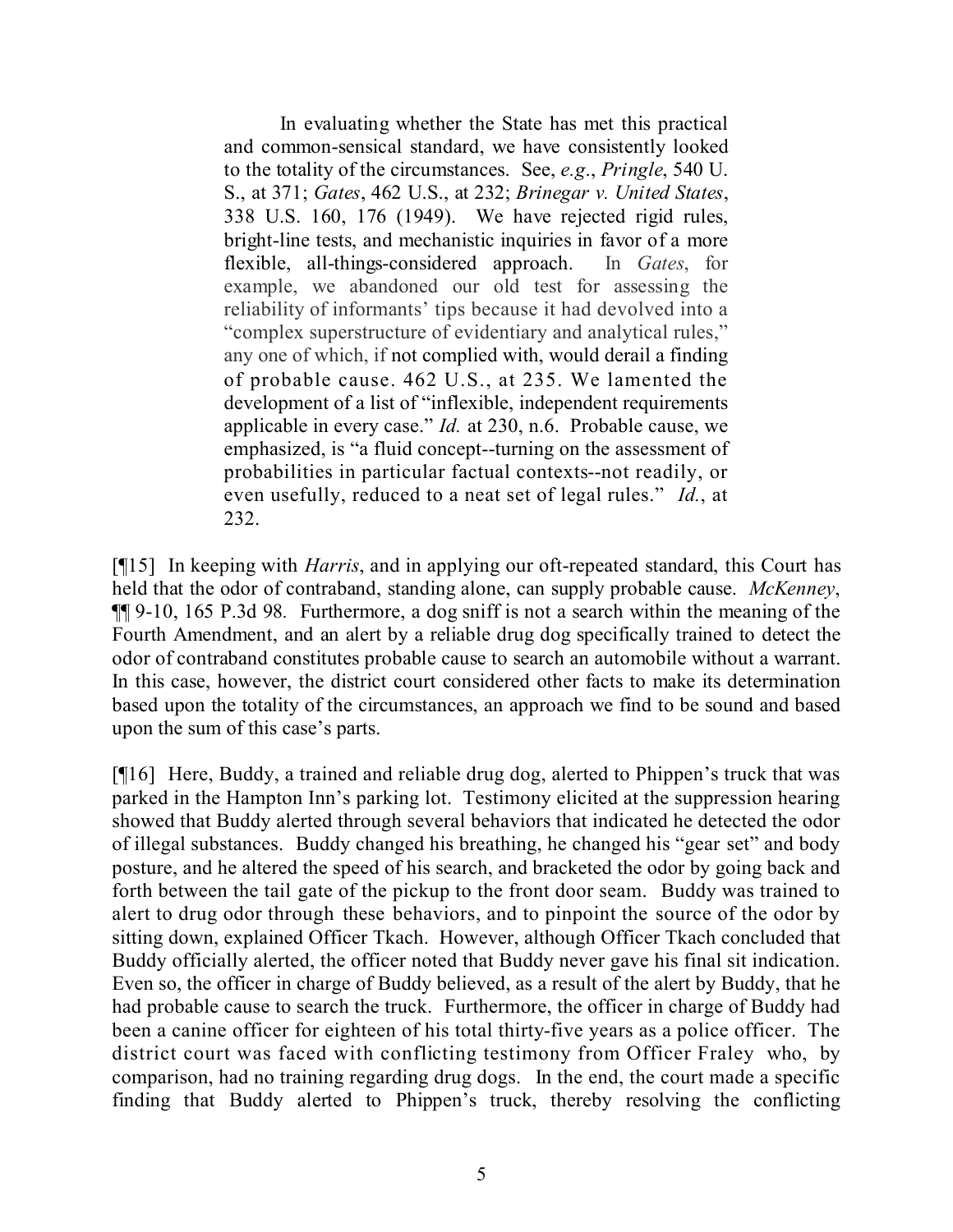> In evaluating whether the State has met this practical and common-sensical standard, we have consistently looked to the totality of the circumstances. See, *e.g*., *Pringle*, 540 U. S., at 371; *Gates*, 462 U.S., at 232; *Brinegar v. United States*, 338 U.S. 160, 176 (1949). We have rejected rigid rules, bright-line tests, and mechanistic inquiries in favor of a more flexible, all-things-considered approach. In *Gates*, for example, we abandoned our old test for assessing the reliability of informants' tips because it had devolved into a "complex superstructure of evidentiary and analytical rules," any one of which, if not complied with, would derail a finding of probable cause. 462 U.S., at 235. We lamented the development of a list of "inflexible, independent requirements applicable in every case." *Id.* at 230, n.6. Probable cause, we emphasized, is "a fluid concept--turning on the assessment of probabilities in particular factual contexts--not readily, or even usefully, reduced to a neat set of legal rules." *Id.*, at 232.

[¶15] In keeping with *Harris*, and in applying our oft-repeated standard, this Court has held that the odor of contraband, standing alone, can supply probable cause. *McKenney*, ¶¶ 9-10, 165 P.3d 98. Furthermore, a dog sniff is not a search within the meaning of the Fourth Amendment, and an alert by a reliable drug dog specifically trained to detect the odor of contraband constitutes probable cause to search an automobile without a warrant. In this case, however, the district court considered other facts to make its determination based upon the totality of the circumstances, an approach we find to be sound and based upon the sum of this case's parts.

[¶16] Here, Buddy, a trained and reliable drug dog, alerted to Phippen's truck that was parked in the Hampton Inn's parking lot. Testimony elicited at the suppression hearing showed that Buddy alerted through several behaviors that indicated he detected the odor of illegal substances. Buddy changed his breathing, he changed his "gear set" and body posture, and he altered the speed of his search, and bracketed the odor by going back and forth between the tail gate of the pickup to the front door seam. Buddy was trained to alert to drug odor through these behaviors, and to pinpoint the source of the odor by sitting down, explained Officer Tkach. However, although Officer Tkach concluded that Buddy officially alerted, the officer noted that Buddy never gave his final sit indication. Even so, the officer in charge of Buddy believed, as a result of the alert by Buddy, that he had probable cause to search the truck. Furthermore, the officer in charge of Buddy had been a canine officer for eighteen of his total thirty-five years as a police officer. The district court was faced with conflicting testimony from Officer Fraley who, by comparison, had no training regarding drug dogs. In the end, the court made a specific finding that Buddy alerted to Phippen's truck, thereby resolving the conflicting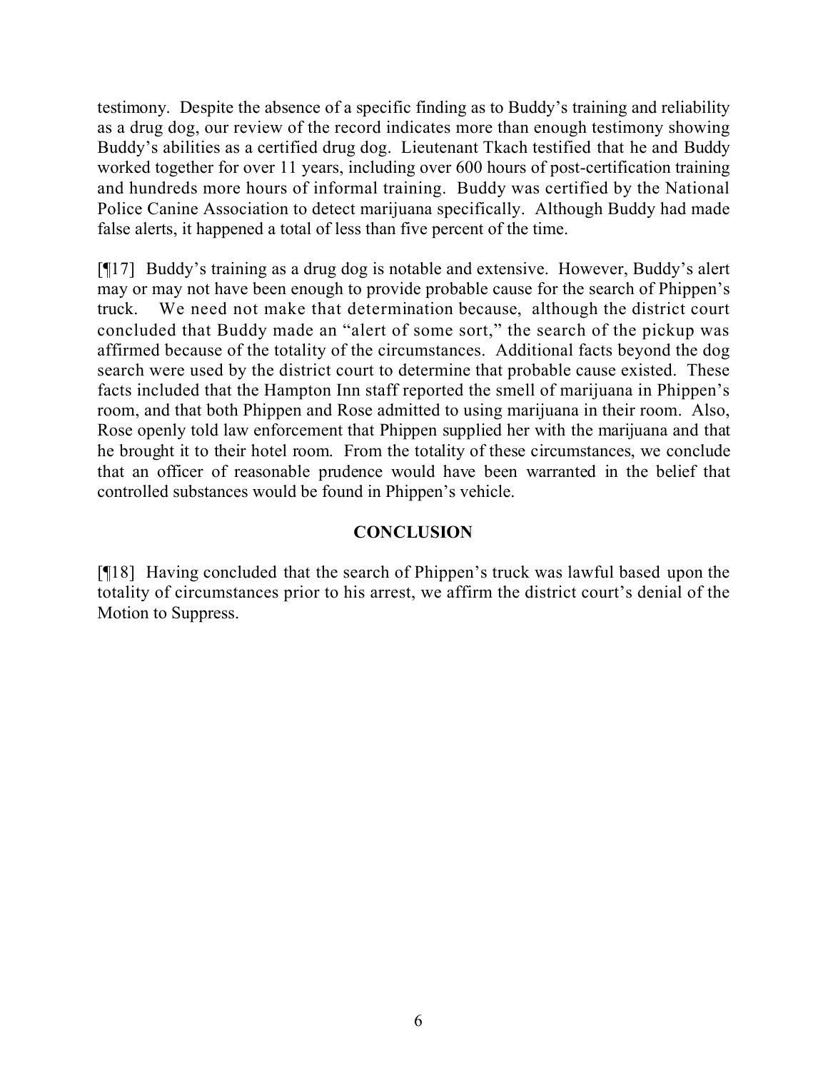testimony. Despite the absence of a specific finding as to Buddy's training and reliability as a drug dog, our review of the record indicates more than enough testimony showing Buddy's abilities as a certified drug dog. Lieutenant Tkach testified that he and Buddy worked together for over 11 years, including over 600 hours of post-certification training and hundreds more hours of informal training. Buddy was certified by the National Police Canine Association to detect marijuana specifically. Although Buddy had made false alerts, it happened a total of less than five percent of the time.

[¶17] Buddy's training as a drug dog is notable and extensive. However, Buddy's alert may or may not have been enough to provide probable cause for the search of Phippen's truck. We need not make that determination because, although the district court concluded that Buddy made an "alert of some sort," the search of the pickup was affirmed because of the totality of the circumstances. Additional facts beyond the dog search were used by the district court to determine that probable cause existed. These facts included that the Hampton Inn staff reported the smell of marijuana in Phippen's room, and that both Phippen and Rose admitted to using marijuana in their room. Also, Rose openly told law enforcement that Phippen supplied her with the marijuana and that he brought it to their hotel room. From the totality of these circumstances, we conclude that an officer of reasonable prudence would have been warranted in the belief that controlled substances would be found in Phippen's vehicle.

## CONCLUSION

[¶18] Having concluded that the search of Phippen's truck was lawful based upon the totality of circumstances prior to his arrest, we affirm the district court's denial of the Motion to Suppress.